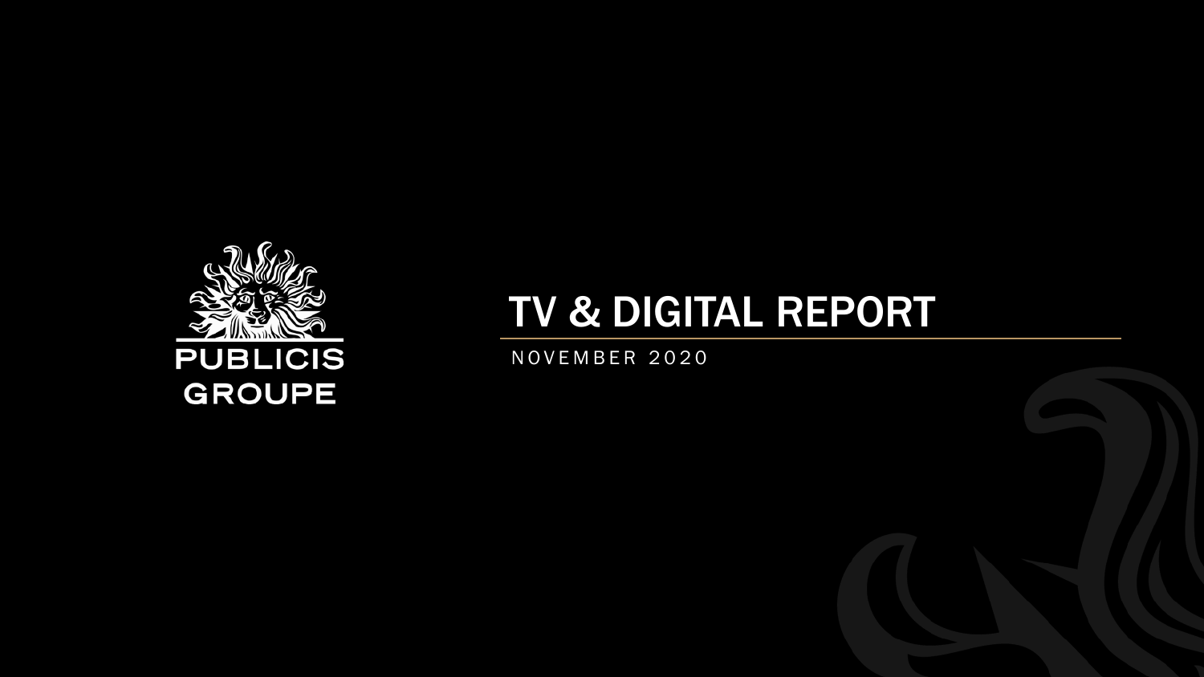PUBLICIS GROUPE

# TV & DIGITAL REPORT

NOVEMBER 2020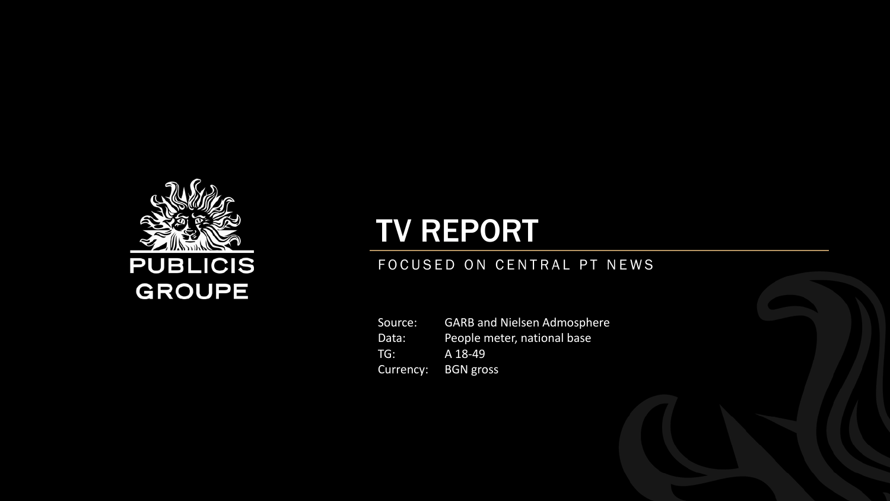PUBLICIS GROUPE

# TV REPORT

FOCUSED ON CENTRAL PT NEWS

| | |
|---|---|
| Source: | GARB and Nielsen Admosphere |
| Data: | People meter, national base |
| TG: | A 18-49 |
| Currency: | BGN gross |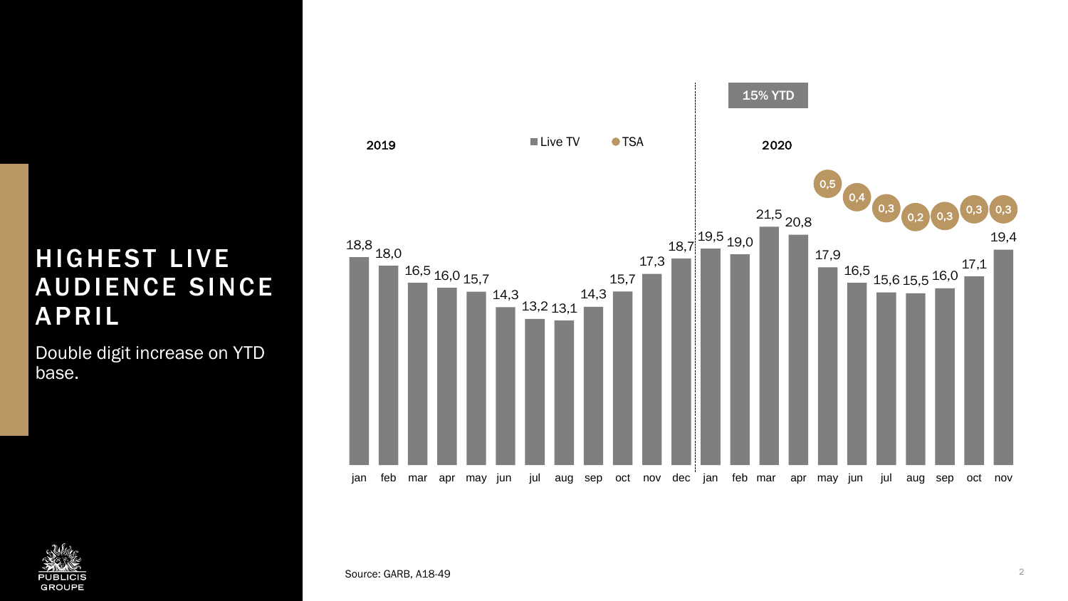# HIGHEST LIVE AUDIENCE SINCE APRIL

Double digit increase on YTD base.

**15% YTD**

Legend: Live TV, TSA

| Year | Month | Live TV | TSA |
| --- | --- | --- | --- |
| 2019 | jan | 18,8 | |
| 2019 | feb | 18,0 | |
| 2019 | mar | 16,5 | |
| 2019 | apr | 16,0 | |
| 2019 | may | 15,7 | |
| 2019 | jun | 14,3 | |
| 2019 | jul | 13,2 | |
| 2019 | aug | 13,1 | |
| 2019 | sep | 14,3 | |
| 2019 | oct | 15,7 | |
| 2019 | nov | 17,3 | |
| 2019 | dec | 18,7 | |
| 2020 | jan | 19,5 | |
| 2020 | feb | 19,0 | |
| 2020 | mar | 21,5 | |
| 2020 | apr | 20,8 | |
| 2020 | may | 17,9 | 0,5 |
| 2020 | jun | 16,5 | 0,4 |
| 2020 | jul | 15,6 | 0,3 |
| 2020 | aug | 15,5 | 0,2 |
| 2020 | sep | 16,0 | 0,3 |
| 2020 | oct | 17,1 | 0,3 |
| 2020 | nov | 19,4 | 0,3 |

Source: GARB, A18-49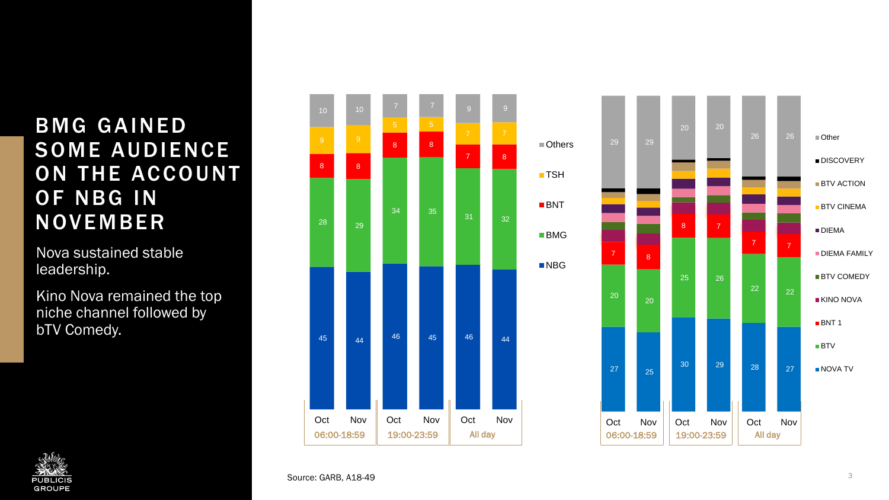# BMG GAINED SOME AUDIENCE ON THE ACCOUNT OF NBG IN NOVEMBER

Nova sustained stable leadership.

Kino Nova remained the top niche channel followed by bTV Comedy.

| | 06:00-18:59 Oct | 06:00-18:59 Nov | 19:00-23:59 Oct | 19:00-23:59 Nov | All day Oct | All day Nov |
|---|---|---|---|---|---|---|
| Others | 10 | 10 | 7 | 7 | 9 | 9 |
| TSH | 9 | 9 | 5 | 5 | 7 | 7 |
| BNT | 8 | 8 | 8 | 8 | 7 | 8 |
| BMG | 28 | 29 | 34 | 35 | 31 | 32 |
| NBG | 45 | 44 | 46 | 45 | 46 | 44 |

| | 06:00-18:59 Oct | 06:00-18:59 Nov | 19:00-23:59 Oct | 19:00-23:59 Nov | All day Oct | All day Nov |
|---|---|---|---|---|---|---|
| Other | 29 | 29 | 20 | 20 | 26 | 26 |
| BNT 1 | 7 | 8 | 8 | 7 | 7 | 7 |
| BTV | 20 | 20 | 25 | 26 | 22 | 22 |
| NOVA TV | 27 | 25 | 30 | 29 | 28 | 27 |

Legend: Other, DISCOVERY, BTV ACTION, BTV CINEMA, DIEMA, DIEMA FAMILY, BTV COMEDY, KINO NOVA, BNT 1, BTV, NOVA TV

Source: GARB, A18-49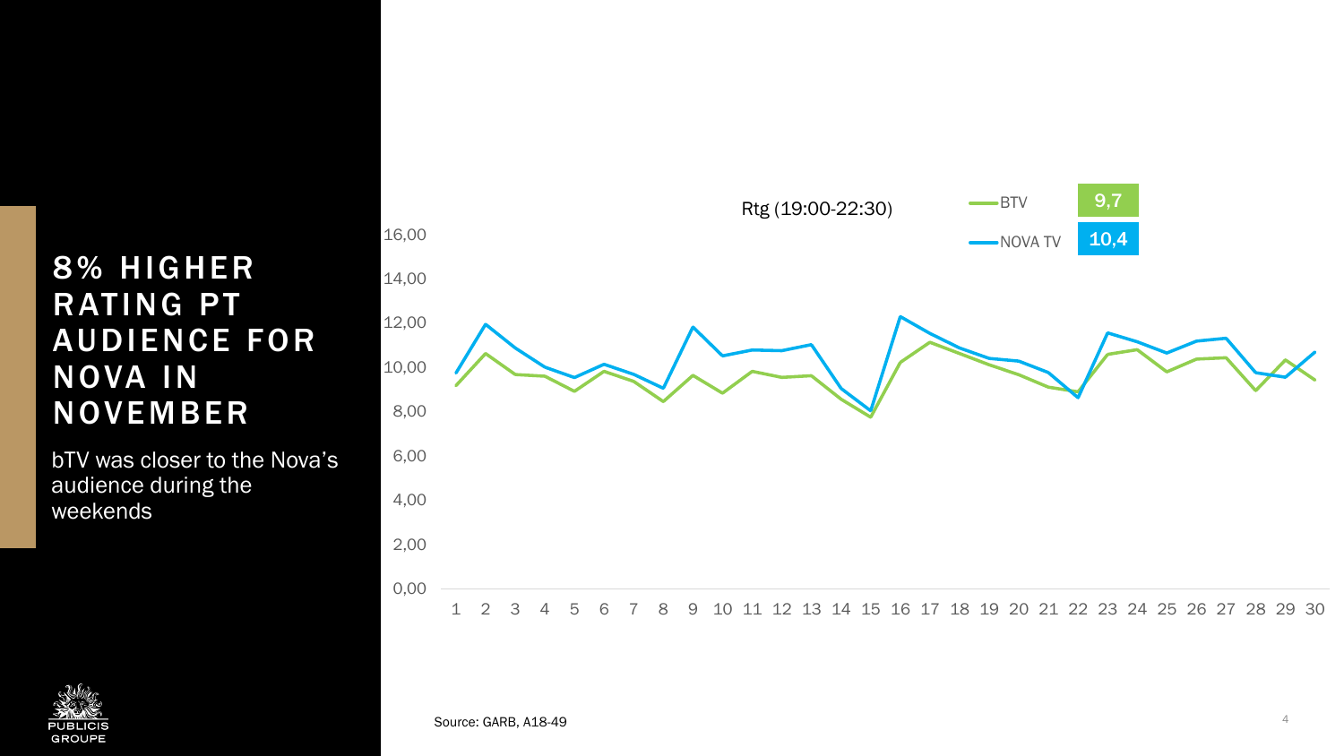# 8% HIGHER RATING PT AUDIENCE FOR NOVA IN NOVEMBER

bTV was closer to the Nova's audience during the weekends

Rtg (19:00-22:30)

| | |
|---|---|
| BTV | 9,7 |
| NOVA TV | 10,4 |

Source: GARB, A18-49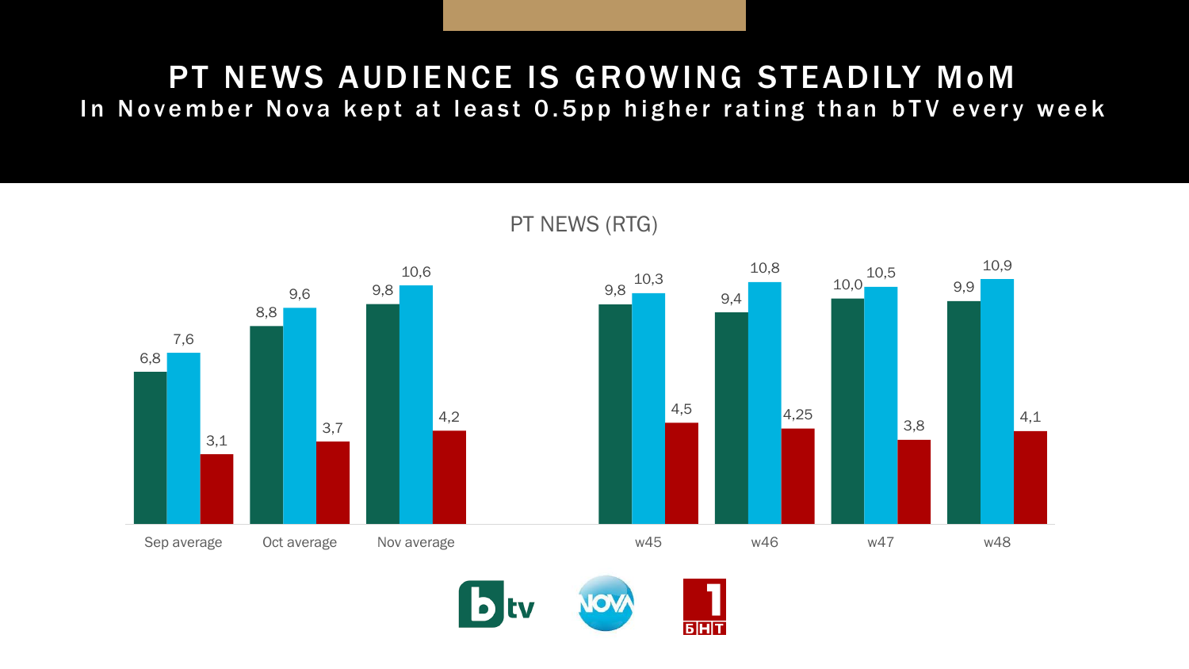# PT NEWS AUDIENCE IS GROWING STEADILY MoM

## In November Nova kept at least 0.5pp higher rating than bTV every week

PT NEWS (RTG)

| | bTV | NOVA | БНТ 1 |
|---|---|---|---|
| Sep average | 6,8 | 7,6 | 3,1 |
| Oct average | 8,8 | 9,6 | 3,7 |
| Nov average | 9,8 | 10,6 | 4,2 |
| w45 | 9,8 | 10,3 | 4,5 |
| w46 | 9,4 | 10,8 | 4,25 |
| w47 | 10,0 | 10,5 | 3,8 |
| w48 | 9,9 | 10,9 | 4,1 |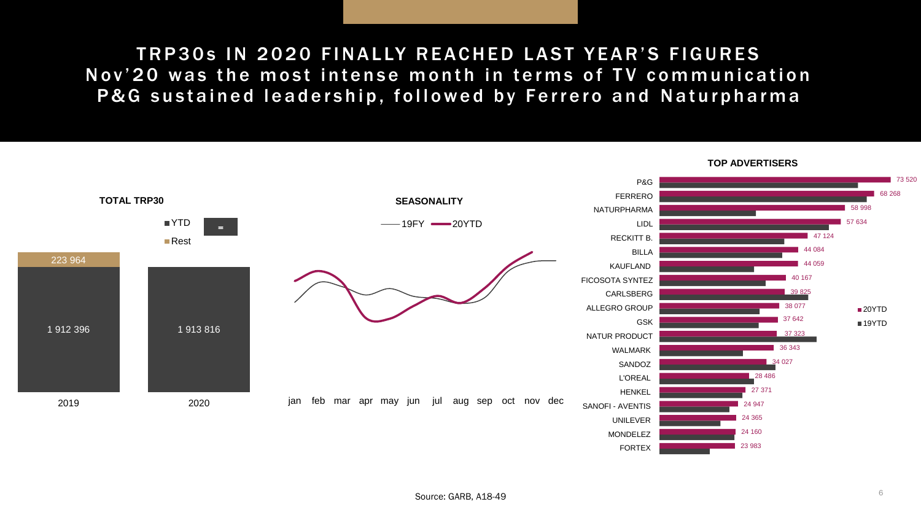# TRP30s IN 2020 FINALLY REACHED LAST YEAR'S FIGURES
## Nov'20 was the most intense month in terms of TV communication
## P&G sustained leadership, followed by Ferrero and Naturpharma

### TOTAL TRP30

| | 2019 | 2020 |
|---|---|---|
| Rest | 223 964 | |
| YTD | 1 912 396 | 1 913 816 |

=

### SEASONALITY

19FY / 20YTD

jan feb mar apr may jun jul aug sep oct nov dec

### TOP ADVERTISERS

| Advertiser | 20YTD |
|---|---|
| P&G | 73 520 |
| FERRERO | 68 268 |
| NATURPHARMA | 58 998 |
| LIDL | 57 634 |
| RECKITT B. | 47 124 |
| BILLA | 44 084 |
| KAUFLAND | 44 059 |
| FICOSOTA SYNTEZ | 40 167 |
| CARLSBERG | 39 825 |
| ALLEGRO GROUP | 38 077 |
| GSK | 37 642 |
| NATUR PRODUCT | 37 323 |
| WALMARK | 36 343 |
| SANDOZ | 34 027 |
| L'OREAL | 28 486 |
| HENKEL | 27 371 |
| SANOFI - AVENTIS | 24 947 |
| UNILEVER | 24 365 |
| MONDELEZ | 24 160 |
| FORTEX | 23 983 |

Source: GARB, A18-49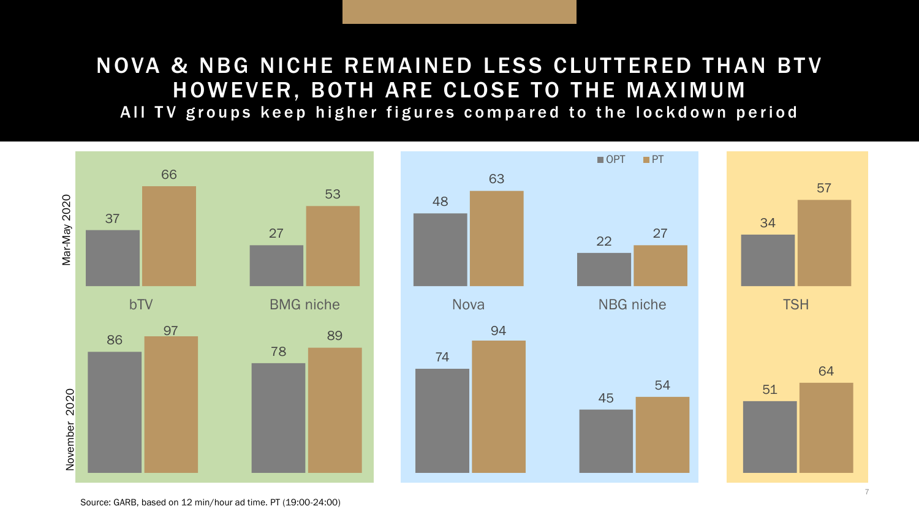# NOVA & NBG NICHE REMAINED LESS CLUTTERED THAN BTV HOWEVER, BOTH ARE CLOSE TO THE MAXIMUM

## All TV groups keep higher figures compared to the lockdown period

| Period | Channel | OPT | PT |
|---|---|---|---|
| Mar-May 2020 | bTV | 37 | 66 |
| Mar-May 2020 | BMG niche | 27 | 53 |
| Mar-May 2020 | Nova | 48 | 63 |
| Mar-May 2020 | NBG niche | 22 | 27 |
| Mar-May 2020 | TSH | 34 | 57 |
| November 2020 | bTV | 86 | 97 |
| November 2020 | BMG niche | 78 | 89 |
| November 2020 | Nova | 74 | 94 |
| November 2020 | NBG niche | 45 | 54 |
| November 2020 | TSH | 51 | 64 |

Source: GARB, based on 12 min/hour ad time. PT (19:00-24:00)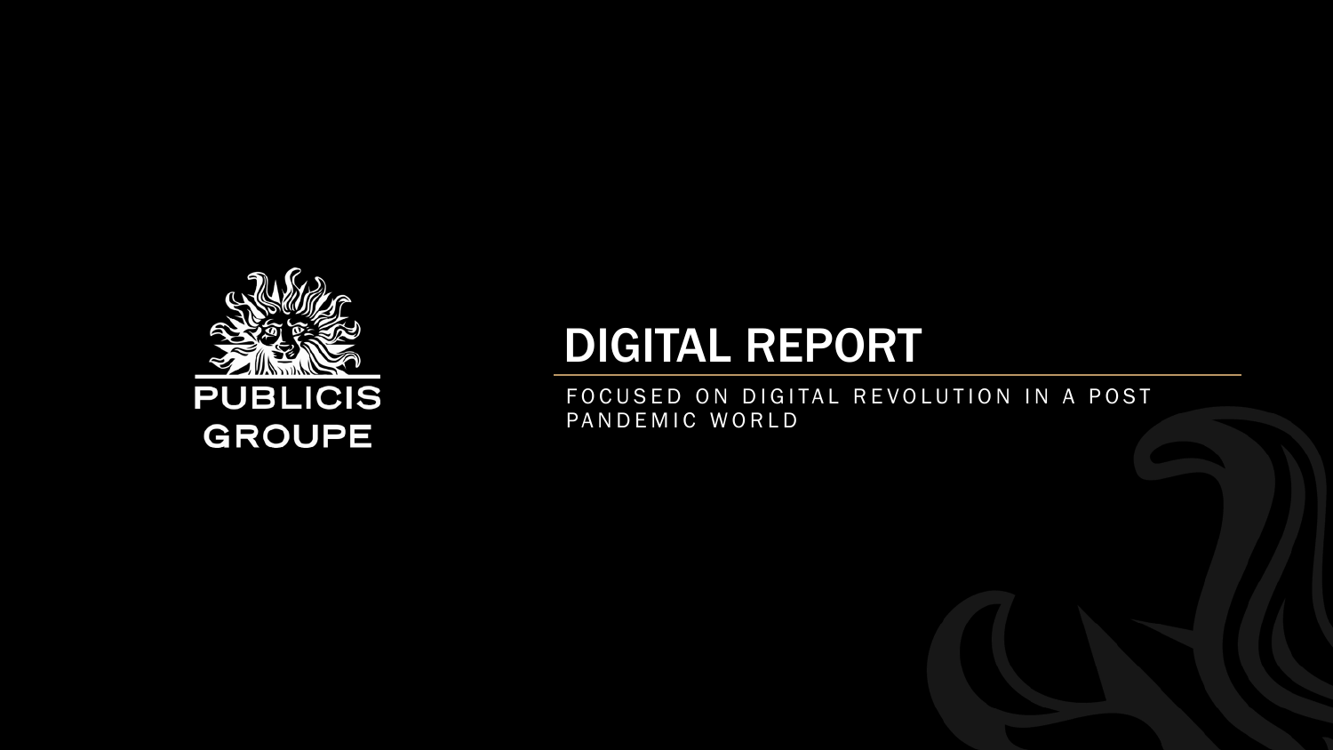PUBLICIS GROUPE

# DIGITAL REPORT

FOCUSED ON DIGITAL REVOLUTION IN A POST PANDEMIC WORLD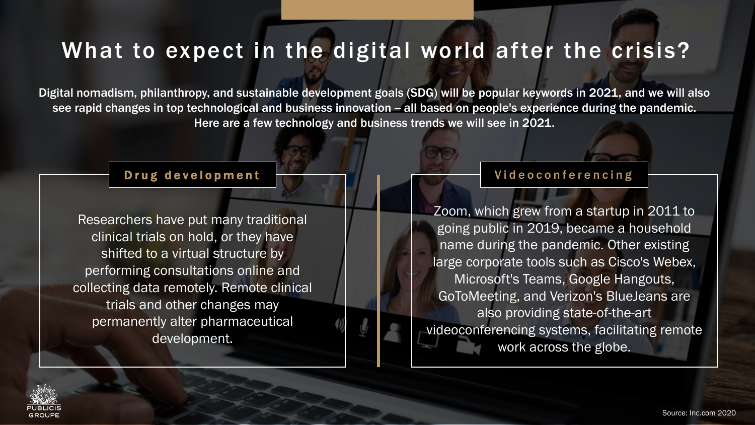# What to expect in the digital world after the crisis?

**Digital nomadism, philanthropy, and sustainable development goals (SDG) will be popular keywords in 2021, and we will also see rapid changes in top technological and business innovation – all based on people's experience during the pandemic. Here are a few technology and business trends we will see in 2021.**

## Drug development

Researchers have put many traditional clinical trials on hold, or they have shifted to a virtual structure by performing consultations online and collecting data remotely. Remote clinical trials and other changes may permanently alter pharmaceutical development.

## Videoconferencing

Zoom, which grew from a startup in 2011 to going public in 2019, became a household name during the pandemic. Other existing large corporate tools such as Cisco's Webex, Microsoft's Teams, Google Hangouts, GoToMeeting, and Verizon's BlueJeans are also providing state-of-the-art videoconferencing systems, facilitating remote work across the globe.

Source: Inc.com 2020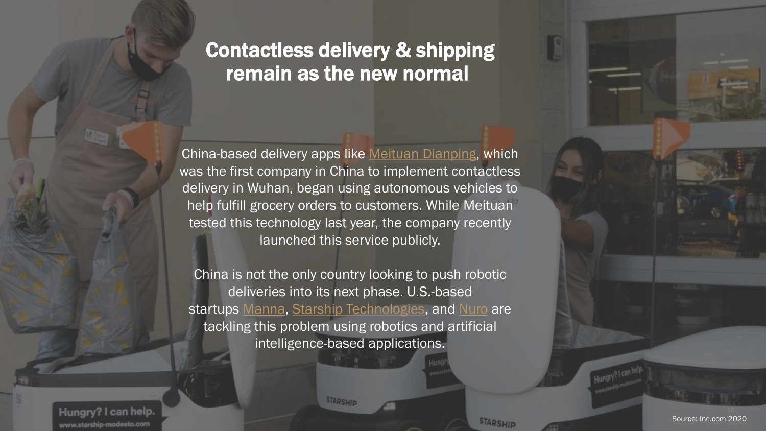# Contactless delivery & shipping remain as the new normal

China-based delivery apps like Meituan Dianping, which was the first company in China to implement contactless delivery in Wuhan, began using autonomous vehicles to help fulfill grocery orders to customers. While Meituan tested this technology last year, the company recently launched this service publicly.

China is not the only country looking to push robotic deliveries into its next phase. U.S.-based startups Manna, Starship Technologies, and Nuro are tackling this problem using robotics and artificial intelligence-based applications.

Source: Inc.com 2020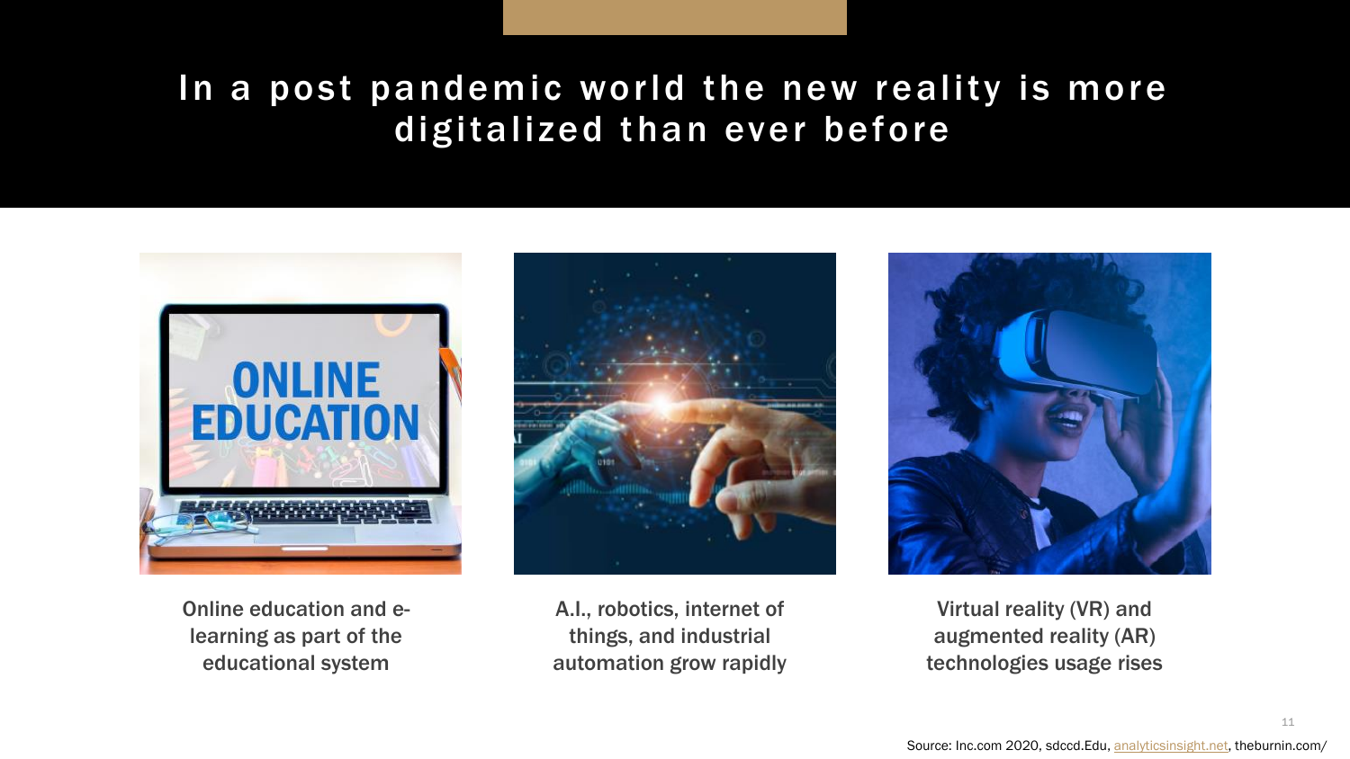# In a post pandemic world the new reality is more digitalized than ever before

Online education and e-learning as part of the educational system

A.I., robotics, internet of things, and industrial automation grow rapidly

Virtual reality (VR) and augmented reality (AR) technologies usage rises

Source: Inc.com 2020, sdccd.Edu, analyticsinsight.net, theburnin.com/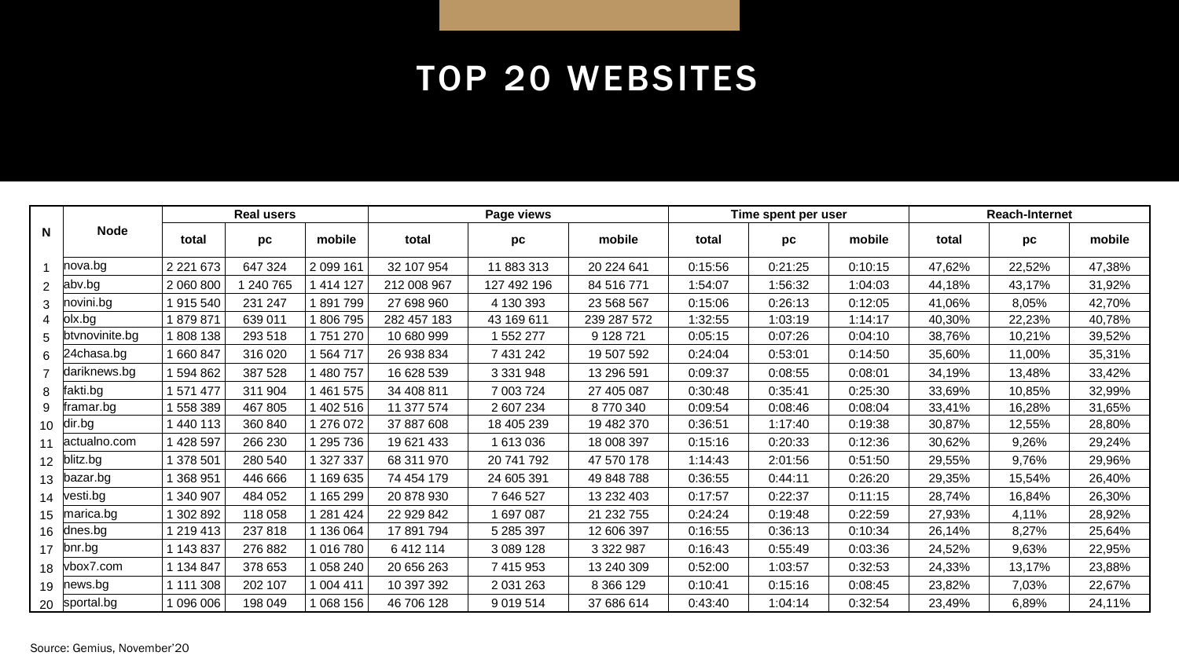# TOP 20 WEBSITES

| N | Node | Real users | | | Page views | | | Time spent per user | | | Reach-Internet | | |
|---|---|---|---|---|---|---|---|---|---|---|---|---|---|
| | | total | pc | mobile | total | pc | mobile | total | pc | mobile | total | pc | mobile |
| 1 | nova.bg | 2 221 673 | 647 324 | 2 099 161 | 32 107 954 | 11 883 313 | 20 224 641 | 0:15:56 | 0:21:25 | 0:10:15 | 47,62% | 22,52% | 47,38% |
| 2 | abv.bg | 2 060 800 | 1 240 765 | 1 414 127 | 212 008 967 | 127 492 196 | 84 516 771 | 1:54:07 | 1:56:32 | 1:04:03 | 44,18% | 43,17% | 31,92% |
| 3 | novini.bg | 1 915 540 | 231 247 | 1 891 799 | 27 698 960 | 4 130 393 | 23 568 567 | 0:15:06 | 0:26:13 | 0:12:05 | 41,06% | 8,05% | 42,70% |
| 4 | olx.bg | 1 879 871 | 639 011 | 1 806 795 | 282 457 183 | 43 169 611 | 239 287 572 | 1:32:55 | 1:03:19 | 1:14:17 | 40,30% | 22,23% | 40,78% |
| 5 | btvnovinite.bg | 1 808 138 | 293 518 | 1 751 270 | 10 680 999 | 1 552 277 | 9 128 721 | 0:05:15 | 0:07:26 | 0:04:10 | 38,76% | 10,21% | 39,52% |
| 6 | 24chasa.bg | 1 660 847 | 316 020 | 1 564 717 | 26 938 834 | 7 431 242 | 19 507 592 | 0:24:04 | 0:53:01 | 0:14:50 | 35,60% | 11,00% | 35,31% |
| 7 | dariknews.bg | 1 594 862 | 387 528 | 1 480 757 | 16 628 539 | 3 331 948 | 13 296 591 | 0:09:37 | 0:08:55 | 0:08:01 | 34,19% | 13,48% | 33,42% |
| 8 | fakti.bg | 1 571 477 | 311 904 | 1 461 575 | 34 408 811 | 7 003 724 | 27 405 087 | 0:30:48 | 0:35:41 | 0:25:30 | 33,69% | 10,85% | 32,99% |
| 9 | framar.bg | 1 558 389 | 467 805 | 1 402 516 | 11 377 574 | 2 607 234 | 8 770 340 | 0:09:54 | 0:08:46 | 0:08:04 | 33,41% | 16,28% | 31,65% |
| 10 | dir.bg | 1 440 113 | 360 840 | 1 276 072 | 37 887 608 | 18 405 239 | 19 482 370 | 0:36:51 | 1:17:40 | 0:19:38 | 30,87% | 12,55% | 28,80% |
| 11 | actualno.com | 1 428 597 | 266 230 | 1 295 736 | 19 621 433 | 1 613 036 | 18 008 397 | 0:15:16 | 0:20:33 | 0:12:36 | 30,62% | 9,26% | 29,24% |
| 12 | blitz.bg | 1 378 501 | 280 540 | 1 327 337 | 68 311 970 | 20 741 792 | 47 570 178 | 1:14:43 | 2:01:56 | 0:51:50 | 29,55% | 9,76% | 29,96% |
| 13 | bazar.bg | 1 368 951 | 446 666 | 1 169 635 | 74 454 179 | 24 605 391 | 49 848 788 | 0:36:55 | 0:44:11 | 0:26:20 | 29,35% | 15,54% | 26,40% |
| 14 | vesti.bg | 1 340 907 | 484 052 | 1 165 299 | 20 878 930 | 7 646 527 | 13 232 403 | 0:17:57 | 0:22:37 | 0:11:15 | 28,74% | 16,84% | 26,30% |
| 15 | marica.bg | 1 302 892 | 118 058 | 1 281 424 | 22 929 842 | 1 697 087 | 21 232 755 | 0:24:24 | 0:19:48 | 0:22:59 | 27,93% | 4,11% | 28,92% |
| 16 | dnes.bg | 1 219 413 | 237 818 | 1 136 064 | 17 891 794 | 5 285 397 | 12 606 397 | 0:16:55 | 0:36:13 | 0:10:34 | 26,14% | 8,27% | 25,64% |
| 17 | bnr.bg | 1 143 837 | 276 882 | 1 016 780 | 6 412 114 | 3 089 128 | 3 322 987 | 0:16:43 | 0:55:49 | 0:03:36 | 24,52% | 9,63% | 22,95% |
| 18 | vbox7.com | 1 134 847 | 378 653 | 1 058 240 | 20 656 263 | 7 415 953 | 13 240 309 | 0:52:00 | 1:03:57 | 0:32:53 | 24,33% | 13,17% | 23,88% |
| 19 | news.bg | 1 111 308 | 202 107 | 1 004 411 | 10 397 392 | 2 031 263 | 8 366 129 | 0:10:41 | 0:15:16 | 0:08:45 | 23,82% | 7,03% | 22,67% |
| 20 | sportal.bg | 1 096 006 | 198 049 | 1 068 156 | 46 706 128 | 9 019 514 | 37 686 614 | 0:43:40 | 1:04:14 | 0:32:54 | 23,49% | 6,89% | 24,11% |

Source: Gemius, November'20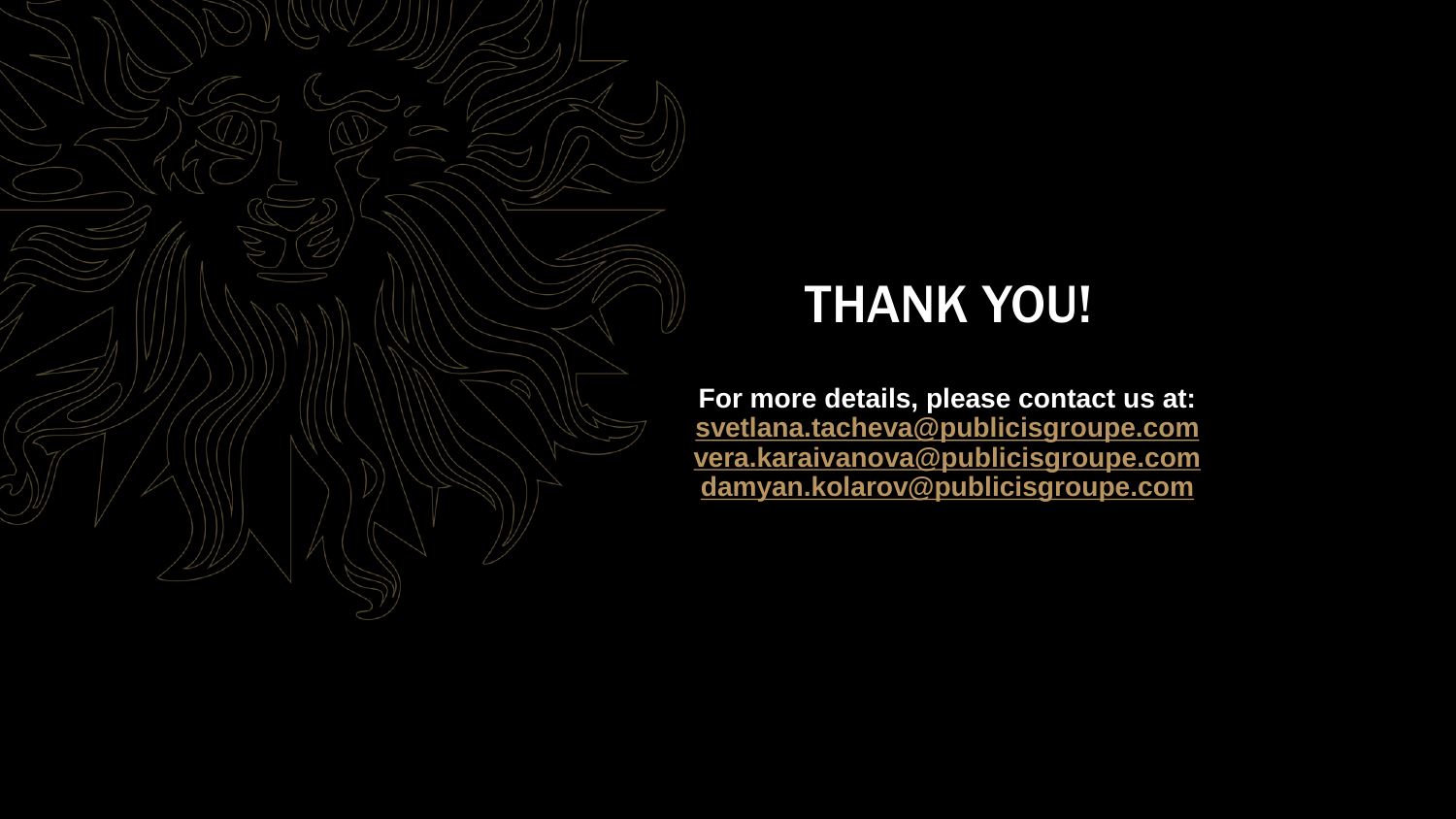# THANK YOU!

**For more details, please contact us at:**
**svetlana.tacheva@publicisgroupe.com**
**vera.karaivanova@publicisgroupe.com**
**damyan.kolarov@publicisgroupe.com**